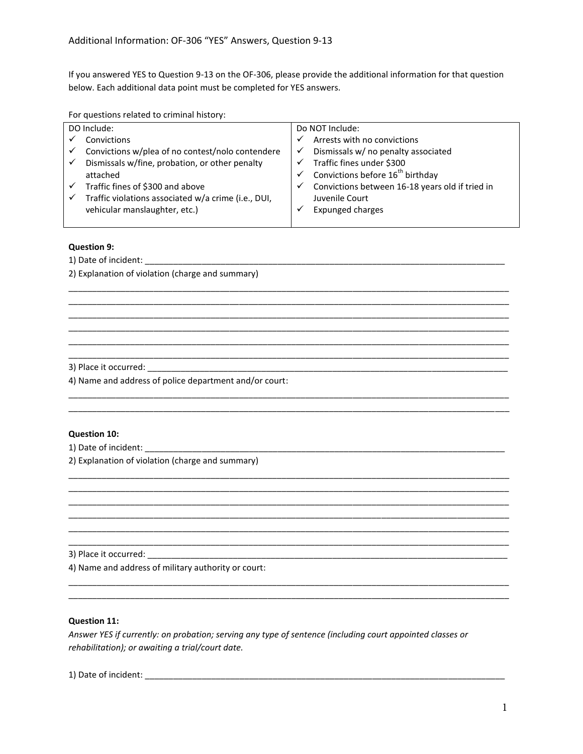# Additional Information: OF-306 “YES” Answers, Question 9-13

If you answered YES to Question 9-13 on the OF-306, please provide the additional information for that question below. Each additional data point must be completed for YES answers.

For questions related to criminal history:

| DO Include: | Do NOT Include: |
|---|---|
| ✓ Convictions<br>✓ Convictions w/plea of no contest/nolo contendere<br>✓ Dismissals w/fine, probation, or other penalty attached<br>✓ Traffic fines of $300 and above<br>✓ Traffic violations associated w/a crime (i.e., DUI, vehicular manslaughter, etc.) | ✓ Arrests with no convictions<br>✓ Dismissals w/ no penalty associated<br>✓ Traffic fines under $300<br>✓ Convictions before 16th birthday<br>✓ Convictions between 16-18 years old if tried in Juvenile Court<br>✓ Expunged charges |

**Question 9:**

1) Date of incident: ________________________________________________________________

2) Explanation of violation (charge and summary)

______________________________________________________________________________
______________________________________________________________________________
______________________________________________________________________________
______________________________________________________________________________
______________________________________________________________________________
______________________________________________________________________________

3) Place it occurred: ________________________________________________________________

4) Name and address of police department and/or court:

______________________________________________________________________________
______________________________________________________________________________

**Question 10:**

1) Date of incident: ________________________________________________________________

2) Explanation of violation (charge and summary)

______________________________________________________________________________
______________________________________________________________________________
______________________________________________________________________________
______________________________________________________________________________
______________________________________________________________________________
______________________________________________________________________________

3) Place it occurred: ________________________________________________________________

4) Name and address of military authority or court:

______________________________________________________________________________
______________________________________________________________________________

**Question 11:**

*Answer YES if currently: on probation; serving any type of sentence (including court appointed classes or rehabilitation); or awaiting a trial/court date.*

1) Date of incident: ________________________________________________________________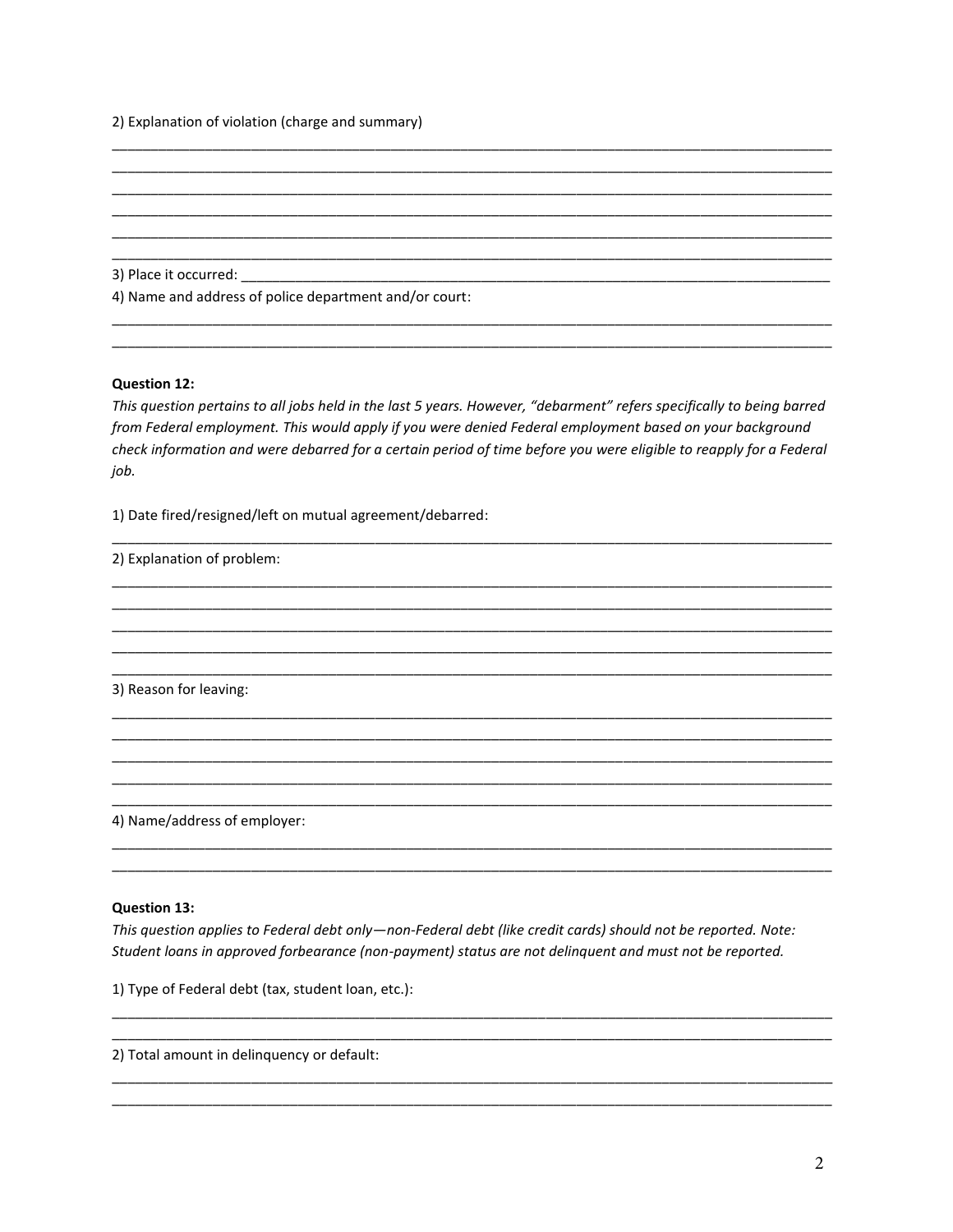2) Explanation of violation (charge and summary)

______________________________________________________________________________________
______________________________________________________________________________________
______________________________________________________________________________________
______________________________________________________________________________________
______________________________________________________________________________________
______________________________________________________________________________________

3) Place it occurred: ______________________________________________________________________

4) Name and address of police department and/or court:

______________________________________________________________________________________
______________________________________________________________________________________

**Question 12:**

*This question pertains to all jobs held in the last 5 years. However, "debarment" refers specifically to being barred from Federal employment. This would apply if you were denied Federal employment based on your background check information and were debarred for a certain period of time before you were eligible to reapply for a Federal job.*

1) Date fired/resigned/left on mutual agreement/debarred:

______________________________________________________________________________________

2) Explanation of problem:

______________________________________________________________________________________
______________________________________________________________________________________
______________________________________________________________________________________
______________________________________________________________________________________
______________________________________________________________________________________

3) Reason for leaving:

______________________________________________________________________________________
______________________________________________________________________________________
______________________________________________________________________________________
______________________________________________________________________________________
______________________________________________________________________________________

4) Name/address of employer:

______________________________________________________________________________________
______________________________________________________________________________________

**Question 13:**

*This question applies to Federal debt only—non-Federal debt (like credit cards) should not be reported. Note: Student loans in approved forbearance (non-payment) status are not delinquent and must not be reported.*

1) Type of Federal debt (tax, student loan, etc.):

______________________________________________________________________________________
______________________________________________________________________________________

2) Total amount in delinquency or default:

______________________________________________________________________________________
______________________________________________________________________________________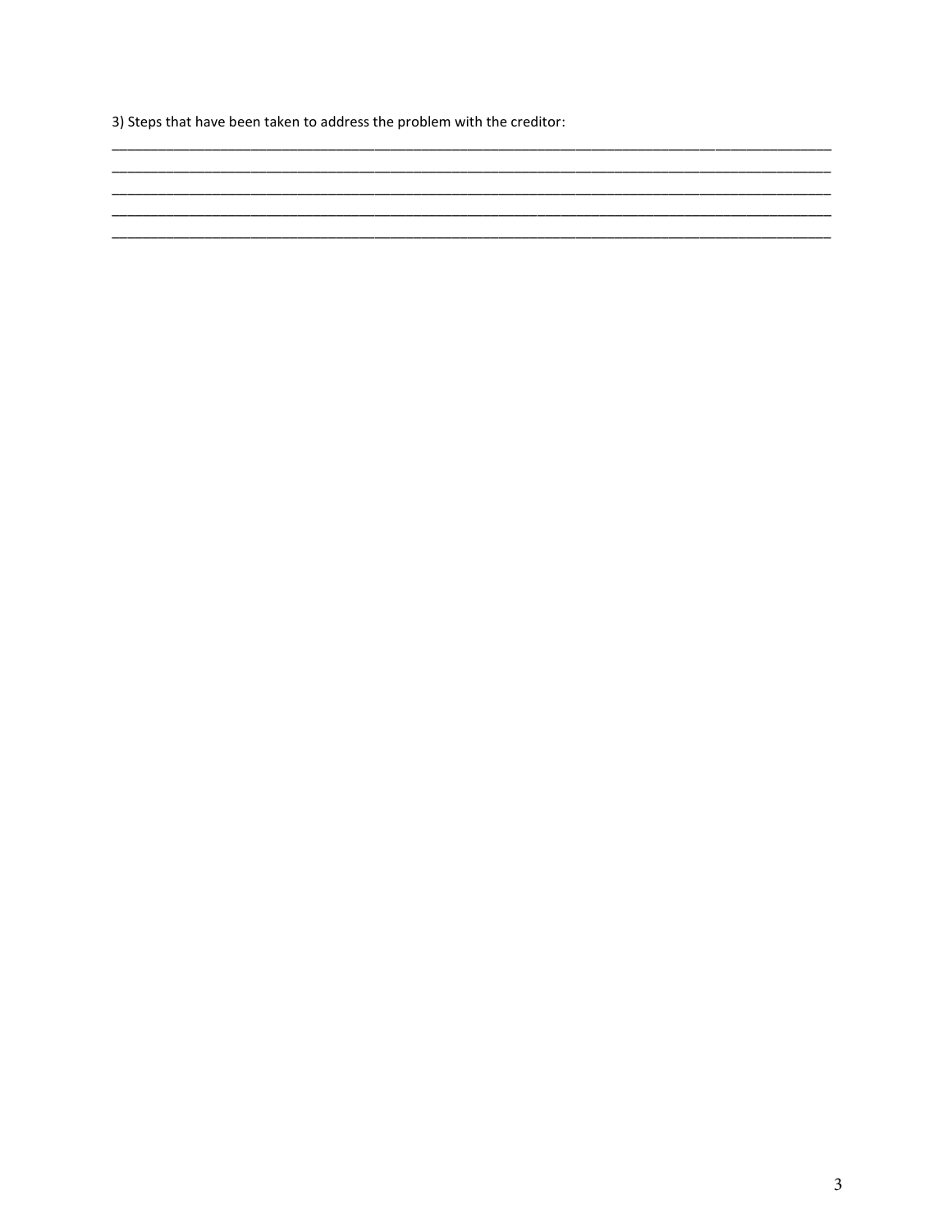3) Steps that have been taken to address the problem with the creditor:

\_\_\_\_\_\_\_\_\_\_\_\_\_\_\_\_\_\_\_\_\_\_\_\_\_\_\_\_\_\_\_\_\_\_\_\_\_\_\_\_\_\_\_\_\_\_\_\_\_\_\_\_\_\_\_\_\_\_\_\_\_\_\_\_\_\_\_\_\_\_\_\_\_\_\_\_\_\_\_\_\_\_\_\_\_\_\_\_\_\_\_\_\_\_\_\_\_\_\_\_

\_\_\_\_\_\_\_\_\_\_\_\_\_\_\_\_\_\_\_\_\_\_\_\_\_\_\_\_\_\_\_\_\_\_\_\_\_\_\_\_\_\_\_\_\_\_\_\_\_\_\_\_\_\_\_\_\_\_\_\_\_\_\_\_\_\_\_\_\_\_\_\_\_\_\_\_\_\_\_\_\_\_\_\_\_\_\_\_\_\_\_\_\_\_\_\_\_\_\_\_

\_\_\_\_\_\_\_\_\_\_\_\_\_\_\_\_\_\_\_\_\_\_\_\_\_\_\_\_\_\_\_\_\_\_\_\_\_\_\_\_\_\_\_\_\_\_\_\_\_\_\_\_\_\_\_\_\_\_\_\_\_\_\_\_\_\_\_\_\_\_\_\_\_\_\_\_\_\_\_\_\_\_\_\_\_\_\_\_\_\_\_\_\_\_\_\_\_\_\_\_

\_\_\_\_\_\_\_\_\_\_\_\_\_\_\_\_\_\_\_\_\_\_\_\_\_\_\_\_\_\_\_\_\_\_\_\_\_\_\_\_\_\_\_\_\_\_\_\_\_\_\_\_\_\_\_\_\_\_\_\_\_\_\_\_\_\_\_\_\_\_\_\_\_\_\_\_\_\_\_\_\_\_\_\_\_\_\_\_\_\_\_\_\_\_\_\_\_\_\_\_

\_\_\_\_\_\_\_\_\_\_\_\_\_\_\_\_\_\_\_\_\_\_\_\_\_\_\_\_\_\_\_\_\_\_\_\_\_\_\_\_\_\_\_\_\_\_\_\_\_\_\_\_\_\_\_\_\_\_\_\_\_\_\_\_\_\_\_\_\_\_\_\_\_\_\_\_\_\_\_\_\_\_\_\_\_\_\_\_\_\_\_\_\_\_\_\_\_\_\_\_